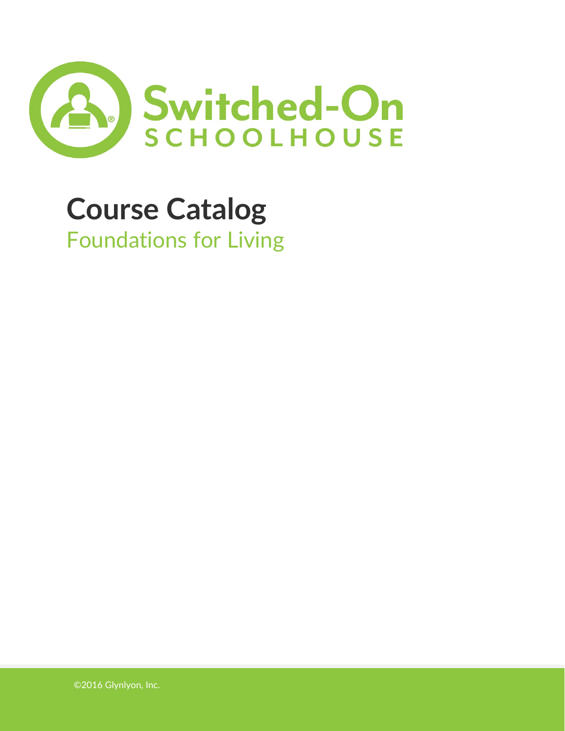Switched-On SCHOOLHOUSE

# Course Catalog

## Foundations for Living

©2016 Glynlyon, Inc.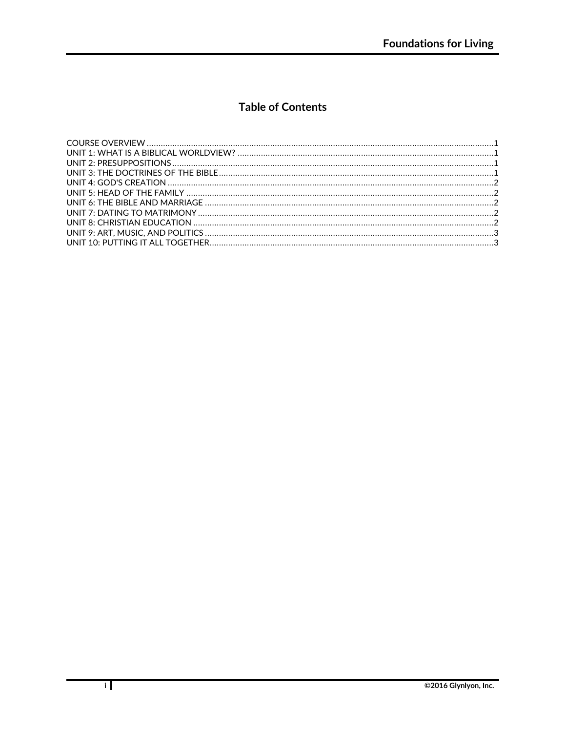# Table of Contents

COURSE OVERVIEW ........................................ 1
UNIT 1: WHAT IS A BIBLICAL WORLDVIEW? ........................................ 1
UNIT 2: PRESUPPOSITIONS ........................................ 1
UNIT 3: THE DOCTRINES OF THE BIBLE ........................................ 1
UNIT 4: GOD'S CREATION ........................................ 2
UNIT 5: HEAD OF THE FAMILY ........................................ 2
UNIT 6: THE BIBLE AND MARRIAGE ........................................ 2
UNIT 7: DATING TO MATRIMONY ........................................ 2
UNIT 8: CHRISTIAN EDUCATION ........................................ 2
UNIT 9: ART, MUSIC, AND POLITICS ........................................ 3
UNIT 10: PUTTING IT ALL TOGETHER ........................................ 3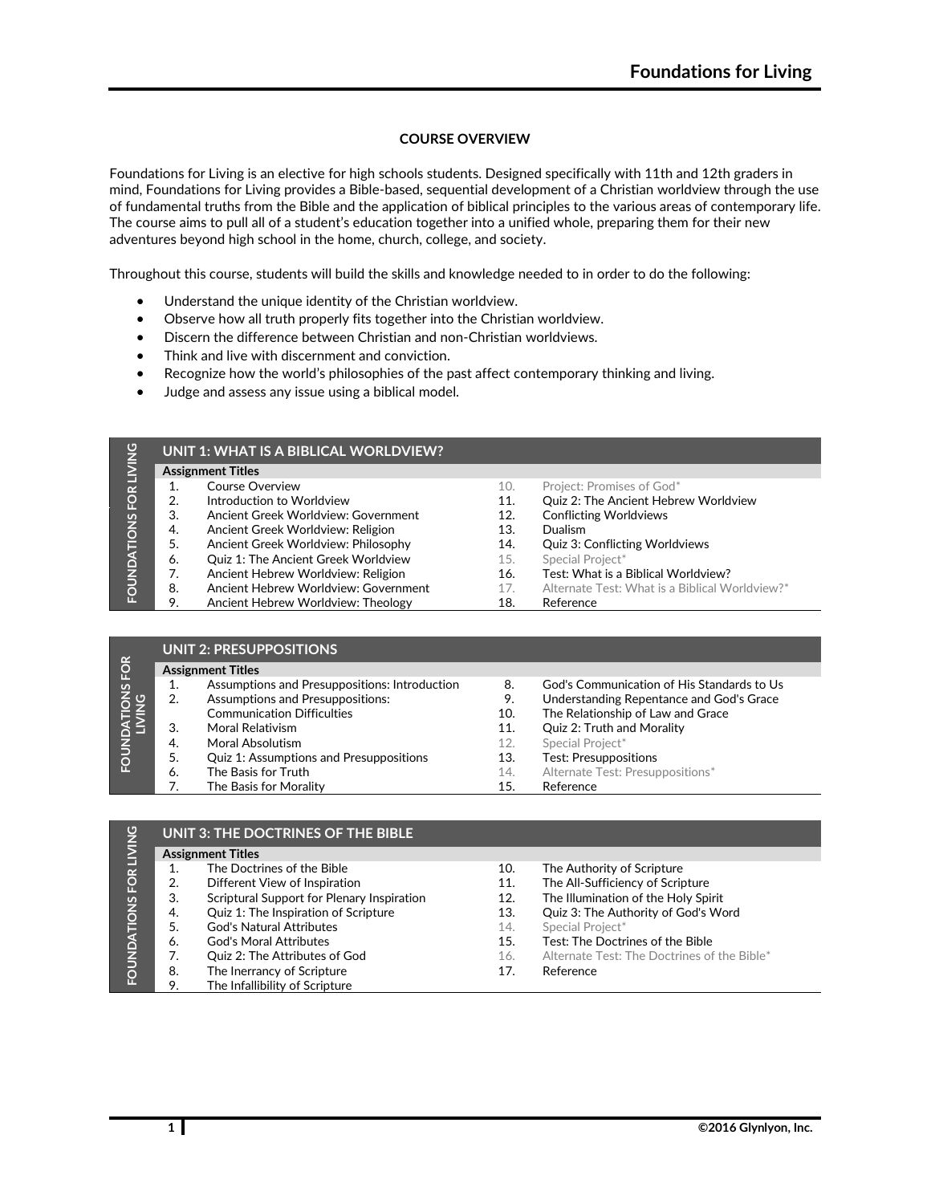## COURSE OVERVIEW

Foundations for Living is an elective for high schools students. Designed specifically with 11th and 12th graders in mind, Foundations for Living provides a Bible-based, sequential development of a Christian worldview through the use of fundamental truths from the Bible and the application of biblical principles to the various areas of contemporary life. The course aims to pull all of a student's education together into a unified whole, preparing them for their new adventures beyond high school in the home, church, college, and society.

Throughout this course, students will build the skills and knowledge needed to in order to do the following:

- Understand the unique identity of the Christian worldview.
- Observe how all truth properly fits together into the Christian worldview.
- Discern the difference between Christian and non-Christian worldviews.
- Think and live with discernment and conviction.
- Recognize how the world's philosophies of the past affect contemporary thinking and living.
- Judge and assess any issue using a biblical model.

### UNIT 1: WHAT IS A BIBLICAL WORLDVIEW?

**Assignment Titles**

| # | Title | # | Title |
|---|---|---|---|
| 1. | Course Overview | 10. | Project: Promises of God* |
| 2. | Introduction to Worldview | 11. | Quiz 2: The Ancient Hebrew Worldview |
| 3. | Ancient Greek Worldview: Government | 12. | Conflicting Worldviews |
| 4. | Ancient Greek Worldview: Religion | 13. | Dualism |
| 5. | Ancient Greek Worldview: Philosophy | 14. | Quiz 3: Conflicting Worldviews |
| 6. | Quiz 1: The Ancient Greek Worldview | 15. | Special Project* |
| 7. | Ancient Hebrew Worldview: Religion | 16. | Test: What is a Biblical Worldview? |
| 8. | Ancient Hebrew Worldview: Government | 17. | Alternate Test: What is a Biblical Worldview?* |
| 9. | Ancient Hebrew Worldview: Theology | 18. | Reference |

### UNIT 2: PRESUPPOSITIONS

**Assignment Titles**

| # | Title | # | Title |
|---|---|---|---|
| 1. | Assumptions and Presuppositions: Introduction | 8. | God's Communication of His Standards to Us |
| 2. | Assumptions and Presuppositions: Communication Difficulties | 9. | Understanding Repentance and God's Grace |
| 3. | Moral Relativism | 10. | The Relationship of Law and Grace |
| 4. | Moral Absolutism | 11. | Quiz 2: Truth and Morality |
| 5. | Quiz 1: Assumptions and Presuppositions | 12. | Special Project* |
| 6. | The Basis for Truth | 13. | Test: Presuppositions |
| 7. | The Basis for Morality | 14. | Alternate Test: Presuppositions* |
| | | 15. | Reference |

### UNIT 3: THE DOCTRINES OF THE BIBLE

**Assignment Titles**

| # | Title | # | Title |
|---|---|---|---|
| 1. | The Doctrines of the Bible | 10. | The Authority of Scripture |
| 2. | Different View of Inspiration | 11. | The All-Sufficiency of Scripture |
| 3. | Scriptural Support for Plenary Inspiration | 12. | The Illumination of the Holy Spirit |
| 4. | Quiz 1: The Inspiration of Scripture | 13. | Quiz 3: The Authority of God's Word |
| 5. | God's Natural Attributes | 14. | Special Project* |
| 6. | God's Moral Attributes | 15. | Test: The Doctrines of the Bible |
| 7. | Quiz 2: The Attributes of God | 16. | Alternate Test: The Doctrines of the Bible* |
| 8. | The Inerrancy of Scripture | 17. | Reference |
| 9. | The Infallibility of Scripture | | |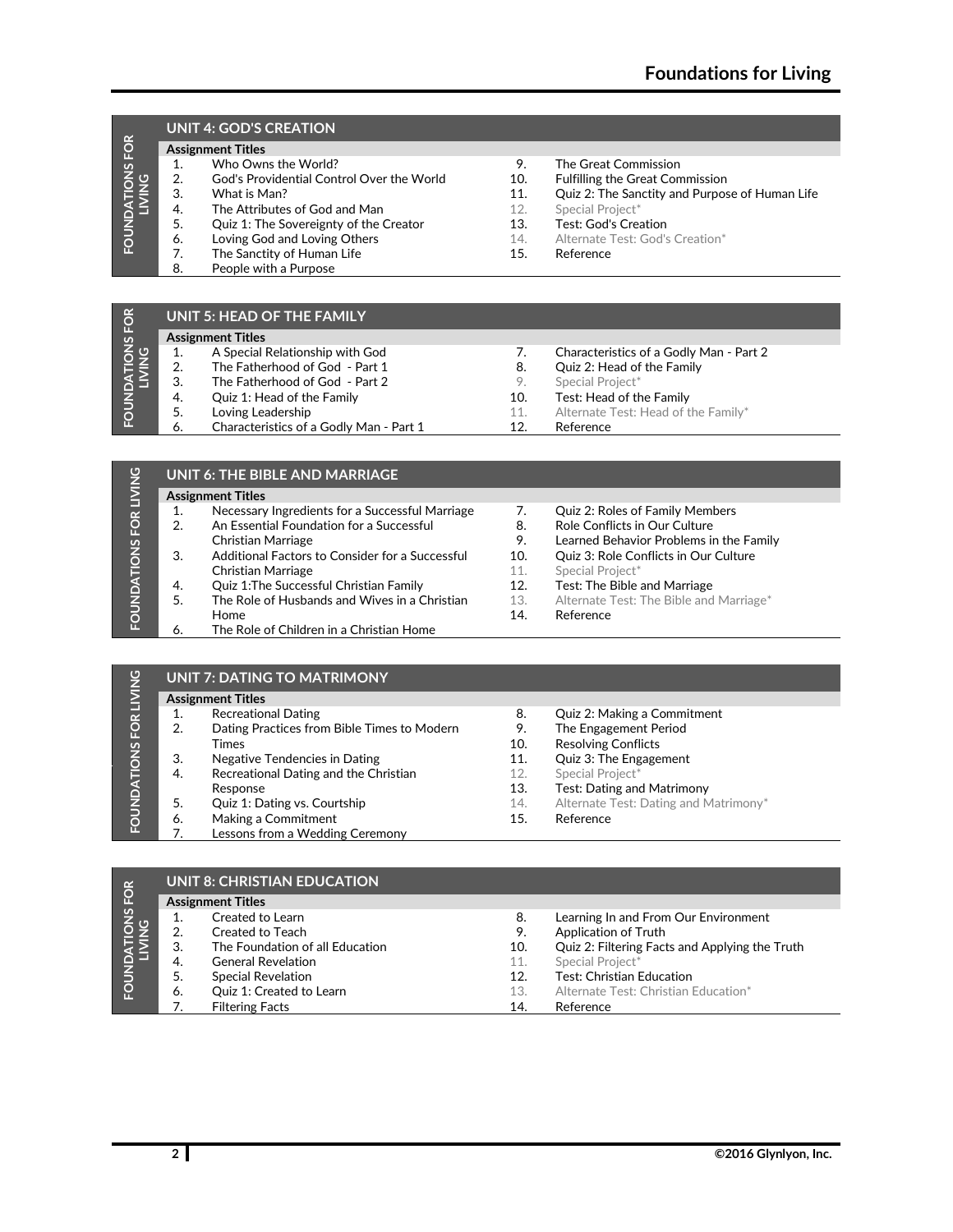# Foundations for Living

## UNIT 4: GOD'S CREATION

**Assignment Titles**

1. Who Owns the World?
2. God's Providential Control Over the World
3. What is Man?
4. The Attributes of God and Man
5. Quiz 1: The Sovereignty of the Creator
6. Loving God and Loving Others
7. The Sanctity of Human Life
8. People with a Purpose
9. The Great Commission
10. Fulfilling the Great Commission
11. Quiz 2: The Sanctity and Purpose of Human Life
12. Special Project*
13. Test: God's Creation
14. Alternate Test: God's Creation*
15. Reference

## UNIT 5: HEAD OF THE FAMILY

**Assignment Titles**

1. A Special Relationship with God
2. The Fatherhood of God - Part 1
3. The Fatherhood of God - Part 2
4. Quiz 1: Head of the Family
5. Loving Leadership
6. Characteristics of a Godly Man - Part 1
7. Characteristics of a Godly Man - Part 2
8. Quiz 2: Head of the Family
9. Special Project*
10. Test: Head of the Family
11. Alternate Test: Head of the Family*
12. Reference

## UNIT 6: THE BIBLE AND MARRIAGE

**Assignment Titles**

1. Necessary Ingredients for a Successful Marriage
2. An Essential Foundation for a Successful Christian Marriage
3. Additional Factors to Consider for a Successful Christian Marriage
4. Quiz 1:The Successful Christian Family
5. The Role of Husbands and Wives in a Christian Home
6. The Role of Children in a Christian Home
7. Quiz 2: Roles of Family Members
8. Role Conflicts in Our Culture
9. Learned Behavior Problems in the Family
10. Resolving Role Conflicts in Our Culture
11. Special Project*
12. Test: The Bible and Marriage
13. Alternate Test: The Bible and Marriage*
14. Reference

## UNIT 7: DATING TO MATRIMONY

**Assignment Titles**

1. Recreational Dating
2. Dating Practices from Bible Times to Modern Times
3. Negative Tendencies in Dating
4. Recreational Dating and the Christian Response
5. Quiz 1: Dating vs. Courtship
6. Making a Commitment
7. Lessons from a Wedding Ceremony
8. Quiz 2: Making a Commitment
9. The Engagement Period
10. Resolving Conflicts
11. Quiz 3: The Engagement
12. Special Project*
13. Test: Dating and Matrimony
14. Alternate Test: Dating and Matrimony*
15. Reference

## UNIT 8: CHRISTIAN EDUCATION

**Assignment Titles**

1. Created to Learn
2. Created to Teach
3. The Foundation of all Education
4. General Revelation
5. Special Revelation
6. Quiz 1: Created to Learn
7. Filtering Facts
8. Learning In and From Our Environment
9. Application of Truth
10. Quiz 2: Filtering Facts and Applying the Truth
11. Special Project*
12. Test: Christian Education
13. Alternate Test: Christian Education*
14. Reference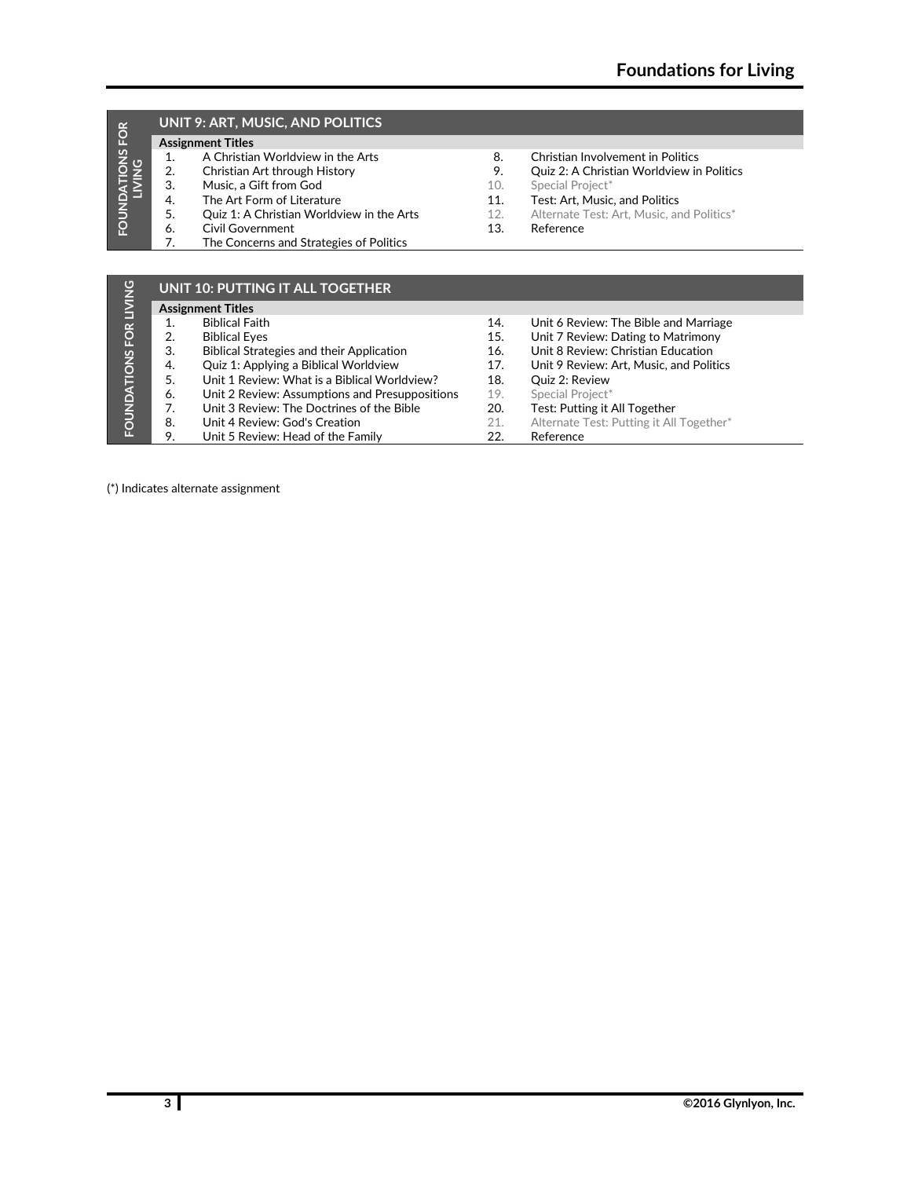## UNIT 9: ART, MUSIC, AND POLITICS

**Assignment Titles**

| | | | |
|---|---|---|---|
| 1. | A Christian Worldview in the Arts | 8. | Christian Involvement in Politics |
| 2. | Christian Art through History | 9. | Quiz 2: A Christian Worldview in Politics |
| 3. | Music, a Gift from God | 10. | Special Project* |
| 4. | The Art Form of Literature | 11. | Test: Art, Music, and Politics |
| 5. | Quiz 1: A Christian Worldview in the Arts | 12. | Alternate Test: Art, Music, and Politics* |
| 6. | Civil Government | 13. | Reference |
| 7. | The Concerns and Strategies of Politics | | |

## UNIT 10: PUTTING IT ALL TOGETHER

**Assignment Titles**

| | | | |
|---|---|---|---|
| 1. | Biblical Faith | 14. | Unit 6 Review: The Bible and Marriage |
| 2. | Biblical Eyes | 15. | Unit 7 Review: Dating to Matrimony |
| 3. | Biblical Strategies and their Application | 16. | Unit 8 Review: Christian Education |
| 4. | Quiz 1: Applying a Biblical Worldview | 17. | Unit 9 Review: Art, Music, and Politics |
| 5. | Unit 1 Review: What is a Biblical Worldview? | 18. | Quiz 2: Review |
| 6. | Unit 2 Review: Assumptions and Presuppositions | 19. | Special Project* |
| 7. | Unit 3 Review: The Doctrines of the Bible | 20. | Test: Putting it All Together |
| 8. | Unit 4 Review: God's Creation | 21. | Alternate Test: Putting it All Together* |
| 9. | Unit 5 Review: Head of the Family | 22. | Reference |

(*) Indicates alternate assignment